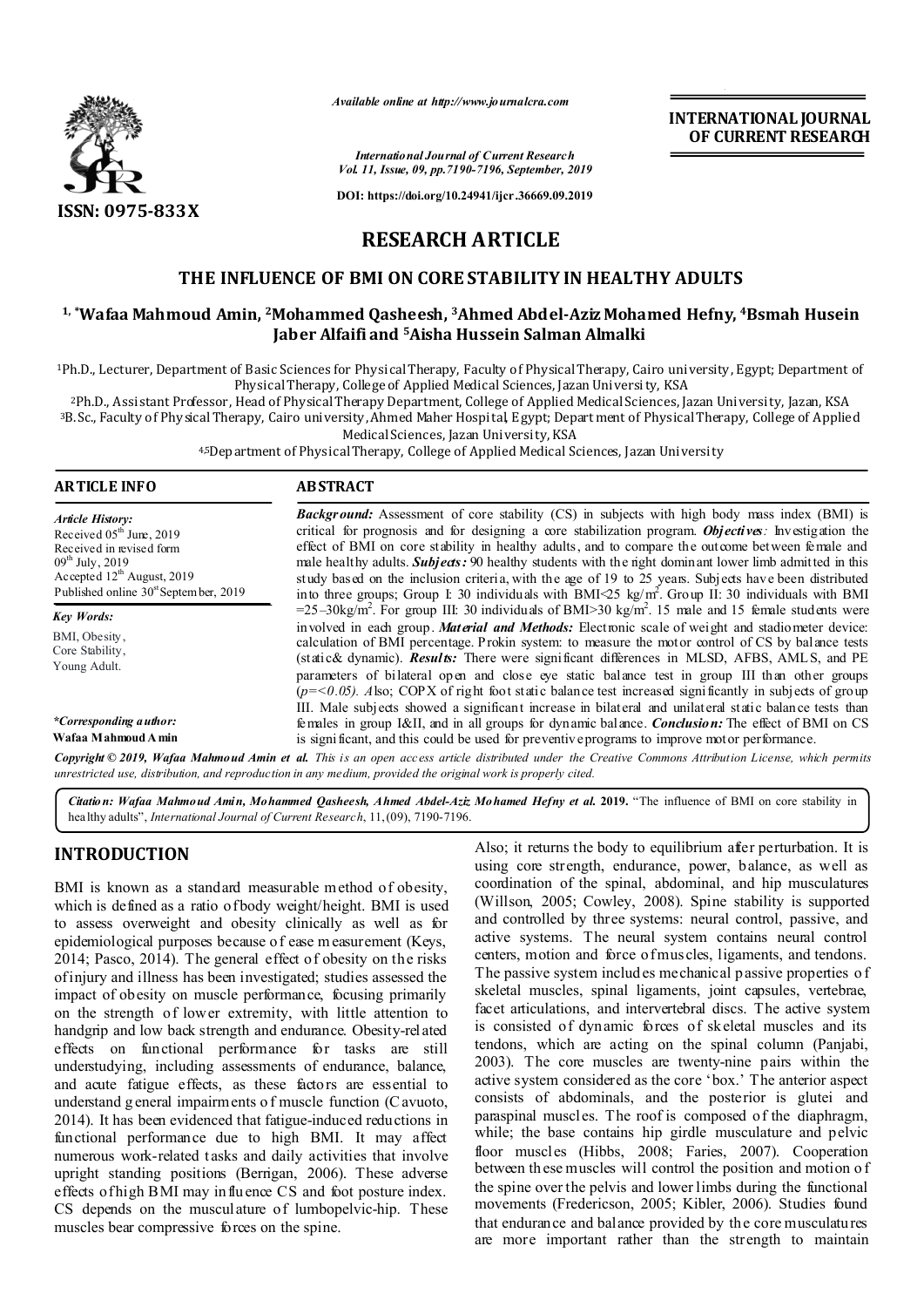Available online at http://www.journalcra.com

International Journal of Current Research
Vol. 11, Issue, 09, pp.7190-7196, September, 2019

DOI: https://doi.org/10.24941/ijcr.36669.09.2019

ISSN: 0975-833X

INTERNATIONAL JOURNAL OF CURRENT RESEARCH

# RESEARCH ARTICLE

## THE INFLUENCE OF BMI ON CORE STABILITY IN HEALTHY ADULTS

**[1,\*]Wafaa Mahmoud Amin, [2]Mohammed Qasheesh, [3]Ahmed Abdel-Aziz Mohamed Hefny, [4]Bsmah Husein Jaber Alfaifi and [5]Aisha Hussein Salman Almalki**

[1]Ph.D., Lecturer, Department of Basic Sciences for Physical Therapy, Faculty of Physical Therapy, Cairo university, Egypt; Department of Physical Therapy, College of Applied Medical Sciences, Jazan University, KSA

[2]Ph.D., Assistant Professor, Head of Physical Therapy Department, College of Applied Medical Sciences, Jazan University, Jazan, KSA

[3]B.Sc., Faculty of Physical Therapy, Cairo university, Ahmed Maher Hospital, Egypt; Department of Physical Therapy, College of Applied Medical Sciences, Jazan University, KSA

[4,5]Department of Physical Therapy, College of Applied Medical Sciences, Jazan University

### ARTICLE INFO

*Article History:*
Received 05th June, 2019
Received in revised form 09th July, 2019
Accepted 12th August, 2019
Published online 30st September, 2019

*Key Words:*
BMI, Obesity, Core Stability, Young Adult.

*\*Corresponding author:*
**Wafaa Mahmoud Amin**

### ABSTRACT

***Background:*** Assessment of core stability (CS) in subjects with high body mass index (BMI) is critical for prognosis and for designing a core stabilization program. ***Objectives:*** Investigation the effect of BMI on core stability in healthy adults, and to compare the outcome between female and male healthy adults. ***Subjects:*** 90 healthy students with the right dominant lower limb admitted in this study based on the inclusion criteria, with the age of 19 to 25 years. Subjects have been distributed into three groups; Group I: 30 individuals with BMI<25 kg/m$^2$. Group II: 30 individuals with BMI =25–30kg/m$^2$. For group III: 30 individuals of BMI>30 kg/m$^2$. 15 male and 15 female students were involved in each group. ***Material and Methods:*** Electronic scale of weight and stadiometer device: calculation of BMI percentage. Prokin system: to measure the motor control of CS by balance tests (static& dynamic). ***Results:*** There were significant differences in MLSD, AFBS, AMLS, and PE parameters of bilateral open and close eye static balance test in group III than other groups ($p=<0.05$). *A*lso; COPX of right foot static balance test increased significantly in subjects of group III. Male subjects showed a significant increase in bilateral and unilateral static balance tests than females in group I&II, and in all groups for dynamic balance. ***Conclusion:*** The effect of BMI on CS is significant, and this could be used for preventive programs to improve motor performance.

**Copyright © 2019, Wafaa Mahmoud Amin et al.** *This is an open access article distributed under the Creative Commons Attribution License, which permits unrestricted use, distribution, and reproduction in any medium, provided the original work is properly cited.*

***Citation:*** *Wafaa Mahmoud Amin, Mohammed Qasheesh, Ahmed Abdel-Aziz Mohamed Hefny et al.* **2019.** "The influence of BMI on core stability in healthy adults", *International Journal of Current Research*, 11,(09), 7190-7196.

## INTRODUCTION

BMI is known as a standard measurable method of obesity, which is defined as a ratio of body weight/height. BMI is used to assess overweight and obesity clinically as well as for epidemiological purposes because of ease measurement (Keys, 2014; Pasco, 2014). The general effect of obesity on the risks of injury and illness has been investigated; studies assessed the impact of obesity on muscle performance, focusing primarily on the strength of lower extremity, with little attention to handgrip and low back strength and endurance. Obesity-related effects on functional performance for tasks are still understudying, including assessments of endurance, balance, and acute fatigue effects, as these factors are essential to understand general impairments of muscle function (Cavuoto, 2014). It has been evidenced that fatigue-induced reductions in functional performance due to high BMI. It may affect numerous work-related tasks and daily activities that involve upright standing positions (Berrigan, 2006). These adverse effects of high BMI may influence CS and foot posture index. CS depends on the musculature of lumbopelvic-hip. These muscles bear compressive forces on the spine.

Also; it returns the body to equilibrium after perturbation. It is using core strength, endurance, power, balance, as well as coordination of the spinal, abdominal, and hip musculatures (Willson, 2005; Cowley, 2008). Spine stability is supported and controlled by three systems: neural control, passive, and active systems. The neural system contains neural control centers, motion and force of muscles, ligaments, and tendons. The passive system includes mechanical passive properties of skeletal muscles, spinal ligaments, joint capsules, vertebrae, facet articulations, and intervertebral discs. The active system is consisted of dynamic forces of skeletal muscles and its tendons, which are acting on the spinal column (Panjabi, 2003). The core muscles are twenty-nine pairs within the active system considered as the core 'box.' The anterior aspect consists of abdominals, and the posterior is glutei and paraspinal muscles. The roof is composed of the diaphragm, while; the base contains hip girdle musculature and pelvic floor muscles (Hibbs, 2008; Faries, 2007). Cooperation between these muscles will control the position and motion of the spine over the pelvis and lower limbs during the functional movements (Fredericson, 2005; Kibler, 2006). Studies found that endurance and balance provided by the core musculatures are more important rather than the strength to maintain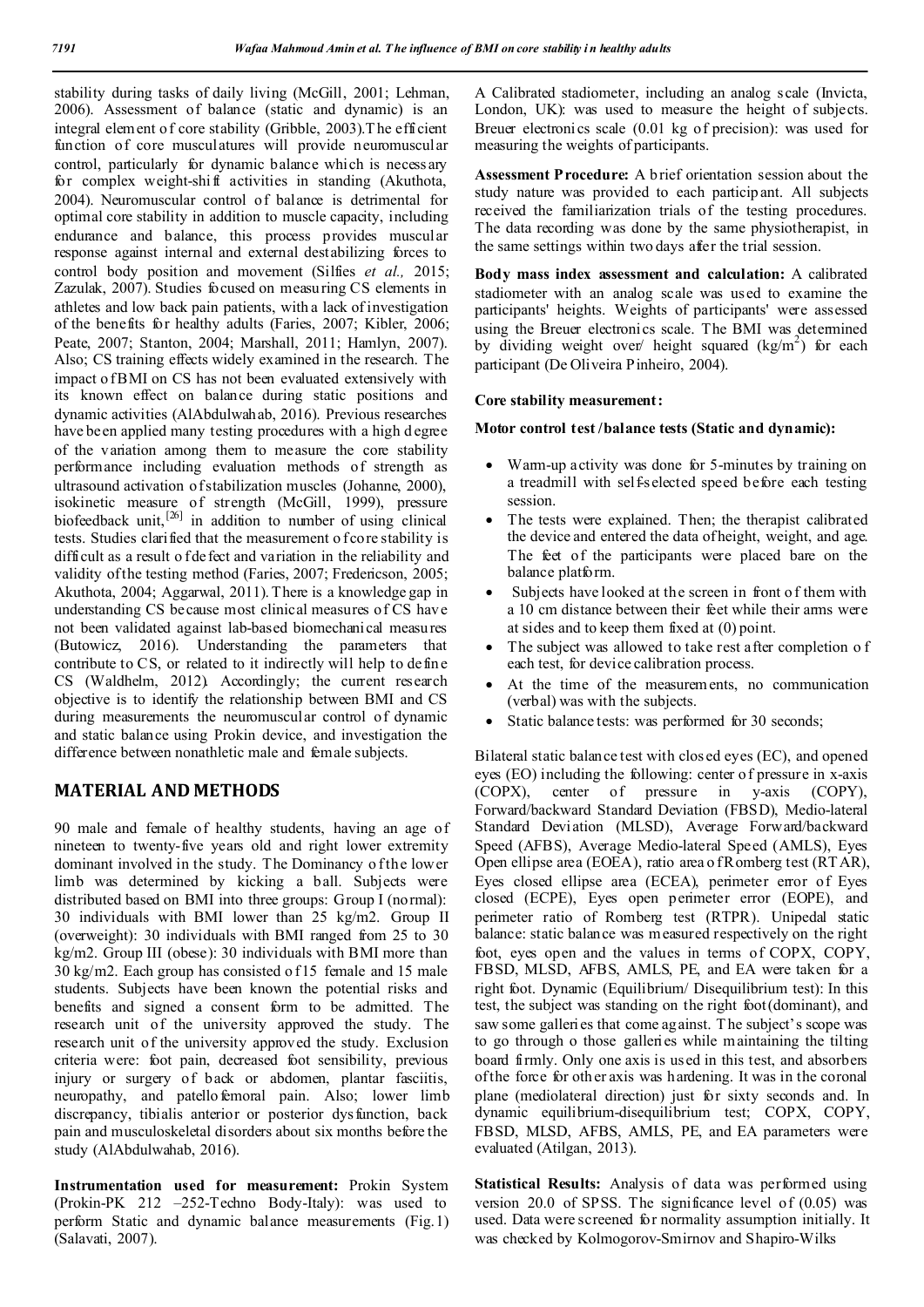stability during tasks of daily living (McGill, 2001; Lehman, 2006). Assessment of balance (static and dynamic) is an integral element of core stability (Gribble, 2003).The efficient function of core musculatures will provide neuromuscular control, particularly for dynamic balance which is necessary for complex weight-shift activities in standing (Akuthota, 2004). Neuromuscular control of balance is detrimental for optimal core stability in addition to muscle capacity, including endurance and balance, this process provides muscular response against internal and external destabilizing forces to control body position and movement (Silfies *et al.,* 2015; Zazulak, 2007). Studies focused on measuring CS elements in athletes and low back pain patients, with a lack of investigation of the benefits for healthy adults (Faries, 2007; Kibler, 2006; Peate, 2007; Stanton, 2004; Marshall, 2011; Hamlyn, 2007). Also; CS training effects widely examined in the research. The impact of BMI on CS has not been evaluated extensively with its known effect on balance during static positions and dynamic activities (AlAbdulwahab, 2016). Previous researches have been applied many testing procedures with a high degree of the variation among them to measure the core stability performance including evaluation methods of strength as ultrasound activation of stabilization muscles (Johanne, 2000), isokinetic measure of strength (McGill, 1999), pressure biofeedback unit,[26] in addition to number of using clinical tests. Studies clarified that the measurement of core stability is difficult as a result of defect and variation in the reliability and validity of the testing method (Faries, 2007; Fredericson, 2005; Akuthota, 2004; Aggarwal, 2011). There is a knowledge gap in understanding CS because most clinical measures of CS have not been validated against lab-based biomechanical measures (Butowicz, 2016). Understanding the parameters that contribute to CS, or related to it indirectly will help to define CS (Waldhelm, 2012). Accordingly; the current research objective is to identify the relationship between BMI and CS during measurements the neuromuscular control of dynamic and static balance using Prokin device, and investigation the difference between nonathletic male and female subjects.

## MATERIAL AND METHODS

90 male and female of healthy students, having an age of nineteen to twenty-five years old and right lower extremity dominant involved in the study. The Dominancy of the lower limb was determined by kicking a ball. Subjects were distributed based on BMI into three groups: Group I (normal): 30 individuals with BMI lower than 25 kg/m2. Group II (overweight): 30 individuals with BMI ranged from 25 to 30 kg/m2. Group III (obese): 30 individuals with BMI more than 30 kg/m2. Each group has consisted of 15 female and 15 male students. Subjects have been known the potential risks and benefits and signed a consent form to be admitted. The research unit of the university approved the study. The research unit of the university approved the study. Exclusion criteria were: foot pain, decreased foot sensibility, previous injury or surgery of back or abdomen, plantar fasciitis, neuropathy, and patellofemoral pain. Also; lower limb discrepancy, tibialis anterior or posterior dysfunction, back pain and musculoskeletal disorders about six months before the study (AlAbdulwahab, 2016).

**Instrumentation used for measurement:** Prokin System (Prokin-PK 212 –252-Techno Body-Italy): was used to perform Static and dynamic balance measurements (Fig.1) (Salavati, 2007).

A Calibrated stadiometer, including an analog scale (Invicta, London, UK): was used to measure the height of subjects. Breuer electronics scale (0.01 kg of precision): was used for measuring the weights of participants.

**Assessment Procedure:** A brief orientation session about the study nature was provided to each participant. All subjects received the familiarization trials of the testing procedures. The data recording was done by the same physiotherapist, in the same settings within two days after the trial session.

**Body mass index assessment and calculation:** A calibrated stadiometer with an analog scale was used to examine the participants' heights. Weights of participants' were assessed using the Breuer electronics scale. The BMI was determined by dividing weight over/ height squared (kg/m$^2$) for each participant (De Oliveira Pinheiro, 2004).

**Core stability measurement:**

**Motor control test/balance tests (Static and dynamic):**

- Warm-up activity was done for 5-minutes by training on a treadmill with self-selected speed before each testing session.
- The tests were explained. Then; the therapist calibrated the device and entered the data of height, weight, and age. The feet of the participants were placed bare on the balance platform.
- Subjects have looked at the screen in front of them with a 10 cm distance between their feet while their arms were at sides and to keep them fixed at (0) point.
- The subject was allowed to take rest after completion of each test, for device calibration process.
- At the time of the measurements, no communication (verbal) was with the subjects.
- Static balance tests: was performed for 30 seconds;

Bilateral static balance test with closed eyes (EC), and opened eyes (EO) including the following: center of pressure in x-axis (COPX), center of pressure in y-axis (COPY), Forward/backward Standard Deviation (FBSD), Medio-lateral Standard Deviation (MLSD), Average Forward/backward Speed (AFBS), Average Medio-lateral Speed (AMLS), Eyes Open ellipse area (EOEA), ratio area of Romberg test (RTAR), Eyes closed ellipse area (ECEA), perimeter error of Eyes closed (ECPE), Eyes open perimeter error (EOPE), and perimeter ratio of Romberg test (RTPR). Unipedal static balance: static balance was measured respectively on the right foot, eyes open and the values in terms of COPX, COPY, FBSD, MLSD, AFBS, AMLS, PE, and EA were taken for a right foot. Dynamic (Equilibrium/ Disequilibrium test): In this test, the subject was standing on the right foot(dominant), and saw some galleries that come against. The subject's scope was to go through o those galleries while maintaining the tilting board firmly. Only one axis is used in this test, and absorbers of the force for other axis was hardening. It was in the coronal plane (mediolateral direction) just for sixty seconds and. In dynamic equilibrium-disequilibrium test; COPX, COPY, FBSD, MLSD, AFBS, AMLS, PE, and EA parameters were evaluated (Atilgan, 2013).

**Statistical Results:** Analysis of data was performed using version 20.0 of SPSS. The significance level of (0.05) was used. Data were screened for normality assumption initially. It was checked by Kolmogorov-Smirnov and Shapiro-Wilks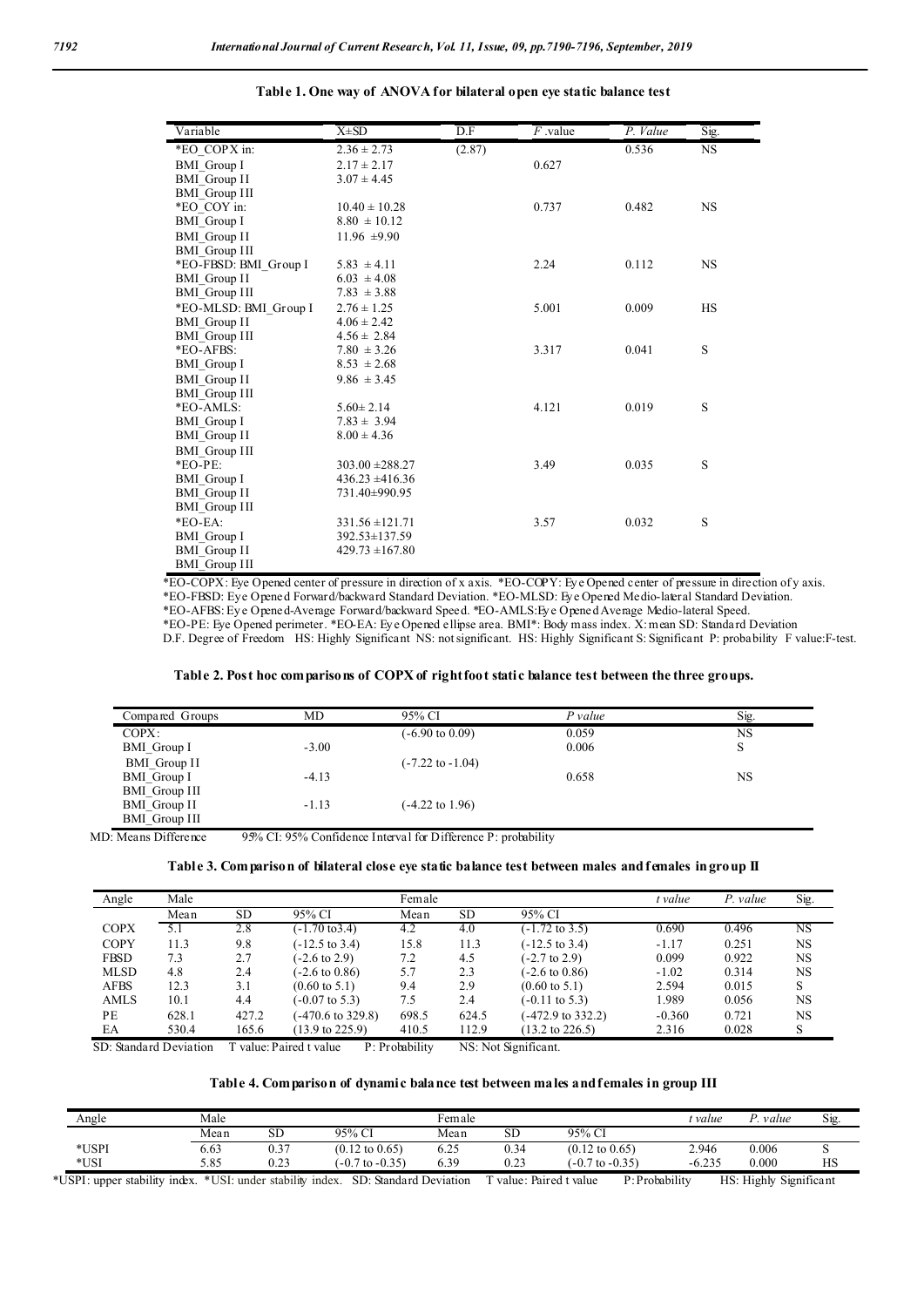**Table 1. One way of ANOVA for bilateral open eye static balance test**

| Variable | X±SD | D.F | *F* .value | *P. Value* | Sig. |
|---|---|---|---|---|---|
| *EO_COPX in: | 2.36 ± 2.73 | (2.87) | | 0.536 | NS |
| BMI_Group I | 2.17 ± 2.17 | | 0.627 | | |
| BMI_Group II | 3.07 ± 4.45 | | | | |
| BMI_Group III | | | | | |
| *EO_COY in: | 10.40 ± 10.28 | | 0.737 | 0.482 | NS |
| BMI_Group I | 8.80 ± 10.12 | | | | |
| BMI_Group II | 11.96 ±9.90 | | | | |
| BMI_Group III | | | | | |
| *EO-FBSD: BMI_Group I | 5.83 ± 4.11 | | 2.24 | 0.112 | NS |
| BMI_Group II | 6.03 ± 4.08 | | | | |
| BMI_Group III | 7.83 ± 3.88 | | | | |
| *EO-MLSD: BMI_Group I | 2.76 ± 1.25 | | 5.001 | 0.009 | HS |
| BMI_Group II | 4.06 ± 2.42 | | | | |
| BMI_Group III | 4.56 ± 2.84 | | | | |
| *EO-AFBS: | 7.80 ± 3.26 | | 3.317 | 0.041 | S |
| BMI_Group I | 8.53 ± 2.68 | | | | |
| BMI_Group II | 9.86 ± 3.45 | | | | |
| BMI_Group III | | | | | |
| *EO-AMLS: | 5.60± 2.14 | | 4.121 | 0.019 | S |
| BMI_Group I | 7.83 ± 3.94 | | | | |
| BMI_Group II | 8.00 ± 4.36 | | | | |
| BMI_Group III | | | | | |
| *EO-PE: | 303.00 ±288.27 | | 3.49 | 0.035 | S |
| BMI_Group I | 436.23 ±416.36 | | | | |
| BMI_Group II | 731.40±990.95 | | | | |
| BMI_Group III | | | | | |
| *EO-EA: | 331.56 ±121.71 | | 3.57 | 0.032 | S |
| BMI_Group I | 392.53±137.59 | | | | |
| BMI_Group II | 429.73 ±167.80 | | | | |
| BMI_Group III | | | | | |

*EO-COPX: Eye Opened center of pressure in direction of x axis. *EO-COPY: Eye Opened center of pressure in direction of y axis.
*EO-FBSD: Eye Opened Forward/backward Standard Deviation. *EO-MLSD: Eye Opened Medio-lateral Standard Deviation.
*EO-AFBS: Eye Opened-Average Forward/backward Speed. *EO-AMLS:Eye Opened Average Medio-lateral Speed.
*EO-PE: Eye Opened perimeter. *EO-EA: Eye Opened ellipse area. BMI*: Body mass index. X: mean SD: Standard Deviation
D.F. Degree of Freedom HS: Highly Significant NS: not significant. HS: Highly Significant S: Significant P: probability F value:F-test.

**Table 2. Post hoc comparisons of COPX of right foot static balance test between the three groups.**

| Compared Groups | MD | 95% CI | *P value* | Sig. |
|---|---|---|---|---|
| COPX: | | (-6.90 to 0.09) | 0.059 | NS |
| BMI_Group I | -3.00 | | 0.006 | S |
| BMI_Group II | | (-7.22 to -1.04) | | |
| BMI_Group I | -4.13 | | 0.658 | NS |
| BMI_Group III | | | | |
| BMI_Group II | -1.13 | (-4.22 to 1.96) | | |
| BMI_Group III | | | | |

MD: Means Difference 95% CI: 95% Confidence Interval for Difference P: probability

**Table 3. Comparison of bilateral close eye static balance test between males and females in group II**

| Angle | Male | | | Female | | | *t value* | *P. value* | Sig. |
|---|---|---|---|---|---|---|---|---|---|
| | Mean | SD | 95% CI | Mean | SD | 95% CI | | | |
| COPX | 5.1 | 2.8 | (-1.70 to3.4) | 4.2 | 4.0 | (-1.72 to 3.5) | 0.690 | 0.496 | NS |
| COPY | 11.3 | 9.8 | (-12.5 to 3.4) | 15.8 | 11.3 | (-12.5 to 3.4) | -1.17 | 0.251 | NS |
| FBSD | 7.3 | 2.7 | (-2.6 to 2.9) | 7.2 | 4.5 | (-2.7 to 2.9) | 0.099 | 0.922 | NS |
| MLSD | 4.8 | 2.4 | (-2.6 to 0.86) | 5.7 | 2.3 | (-2.6 to 0.86) | -1.02 | 0.314 | NS |
| AFBS | 12.3 | 3.1 | (0.60 to 5.1) | 9.4 | 2.9 | (0.60 to 5.1) | 2.594 | 0.015 | S |
| AMLS | 10.1 | 4.4 | (-0.07 to 5.3) | 7.5 | 2.4 | (-0.11 to 5.3) | 1.989 | 0.056 | NS |
| PE | 628.1 | 427.2 | (-470.6 to 329.8) | 698.5 | 624.5 | (-472.9 to 332.2) | -0.360 | 0.721 | NS |
| EA | 530.4 | 165.6 | (13.9 to 225.9) | 410.5 | 112.9 | (13.2 to 226.5) | 2.316 | 0.028 | S |

SD: Standard Deviation T value: Paired t value P: Probability NS: Not Significant.

**Table 4. Comparison of dynamic balance test between males and females in group III**

| Angle | Male | | | Female | | | *t value* | *P. value* | Sig. |
|---|---|---|---|---|---|---|---|---|---|
| | Mean | SD | 95% CI | Mean | SD | 95% CI | | | |
| *USPI | 6.63 | 0.37 | (0.12 to 0.65) | 6.25 | 0.34 | (0.12 to 0.65) | 2.946 | 0.006 | S |
| *USI | 5.85 | 0.23 | (-0.7 to -0.35) | 6.39 | 0.23 | (-0.7 to -0.35) | -6.235 | 0.000 | HS |

*USPI: upper stability index. *USI: under stability index. SD: Standard Deviation T value: Paired t value P: Probability HS: Highly Significant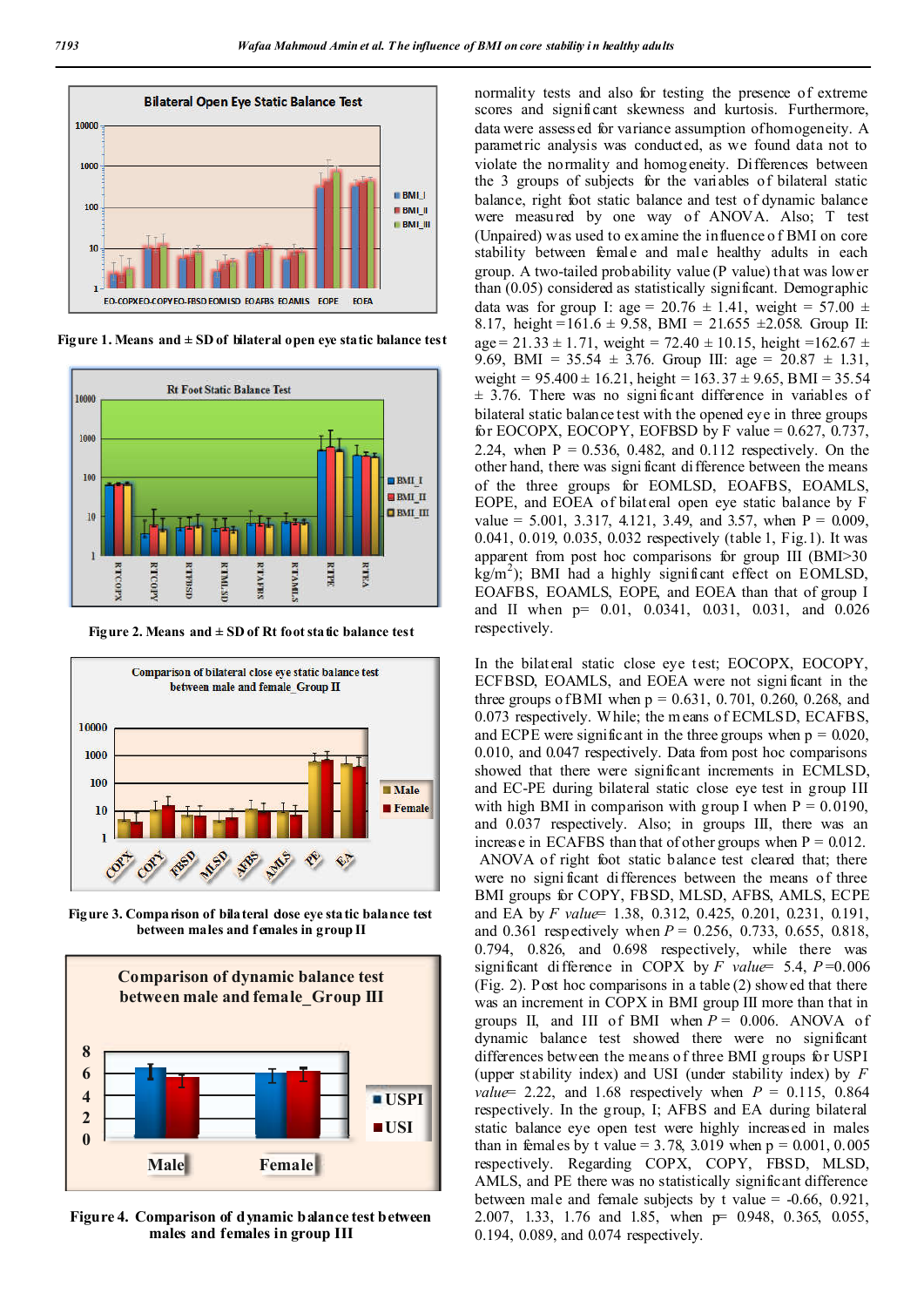Figure 1. Means and ± SD of bilateral open eye static balance test

Figure 2. Means and ± SD of Rt foot static balance test

Figure 3. Comparison of bilateral close eye static balance test between males and females in group II

Figure 4. Comparison of dynamic balance test between males and females in group III

normality tests and also for testing the presence of extreme scores and significant skewness and kurtosis. Furthermore, data were assessed for variance assumption of homogeneity. A parametric analysis was conducted, as we found data not to violate the normality and homogeneity. Differences between the 3 groups of subjects for the variables of bilateral static balance, right foot static balance and test of dynamic balance were measured by one way of ANOVA. Also; T test (Unpaired) was used to examine the influence of BMI on core stability between female and male healthy adults in each group. A two-tailed probability value (P value) that was lower than (0.05) considered as statistically significant. Demographic data was for group I: age = 20.76 ± 1.41, weight = 57.00 ± 8.17, height = 161.6 ± 9.58, BMI = 21.655 ± 2.058. Group II: age = 21.33 ± 1.71, weight = 72.40 ± 10.15, height = 162.67 ± 9.69, BMI = 35.54 ± 3.76. Group III: age = 20.87 ± 1.31, weight = 95.400 ± 16.21, height = 163.37 ± 9.65, BMI = 35.54 ± 3.76. There was no significant difference in variables of bilateral static balance test with the opened eye in three groups for EOCOPX, EOCOPY, EOFBSD by F value = 0.627, 0.737, 2.24, when P = 0.536, 0.482, and 0.112 respectively. On the other hand, there was significant difference between the means of the three groups for EOMLSD, EOAFBS, EOAMLS, EOPE, and EOEA of bilateral open eye static balance by F value = 5.001, 3.317, 4.121, 3.49, and 3.57, when P = 0.009, 0.041, 0.019, 0.035, 0.032 respectively (table 1, Fig. 1). It was apparent from post hoc comparisons for group III (BMI>30 kg/m$^2$); BMI had a highly significant effect on EOMLSD, EOAFBS, EOAMLS, EOPE, and EOEA than that of group I and II when p= 0.01, 0.0341, 0.031, 0.031, and 0.026 respectively.

In the bilateral static close eye test; EOCOPX, EOCOPY, ECFBSD, EOAMLS, and EOEA were not significant in the three groups of BMI when p = 0.631, 0.701, 0.260, 0.268, and 0.073 respectively. While; the means of ECMLSD, ECAFBS, and ECPE were significant in the three groups when p = 0.020, 0.010, and 0.047 respectively. Data from post hoc comparisons showed that there were significant increments in ECMLSD, and EC-PE during bilateral static close eye test in group III with high BMI in comparison with group I when P = 0.0190, and 0.037 respectively. Also; in groups III, there was an increase in ECAFBS than that of other groups when P = 0.012. ANOVA of right foot static balance test cleared that; there were no significant differences between the means of three BMI groups for COPY, FBSD, MLSD, AFBS, AMLS, ECPE and EA by *F value*= 1.38, 0.312, 0.425, 0.201, 0.231, 0.191, and 0.361 respectively when *P* = 0.256, 0.733, 0.655, 0.818, 0.794, 0.826, and 0.698 respectively, while there was significant difference in COPX by *F value*= 5.4, *P*=0.006 (Fig. 2). Post hoc comparisons in a table (2) showed that there was an increment in COPX in BMI group III more than that in groups II, and III of BMI when *P* = 0.006. ANOVA of dynamic balance test showed there were no significant differences between the means of three BMI groups for USPI (upper stability index) and USI (under stability index) by *F value*= 2.22, and 1.68 respectively when *P* = 0.115, 0.864 respectively. In the group, I; AFBS and EA during bilateral static balance eye open test were highly increased in males than in females by t value = 3.78, 3.019 when p = 0.001, 0.005 respectively. Regarding COPX, COPY, FBSD, MLSD, AMLS, and PE there was no statistically significant difference between male and female subjects by t value = -0.66, 0.921, 2.007, 1.33, 1.76 and 1.85, when p= 0.948, 0.365, 0.055, 0.194, 0.089, and 0.074 respectively.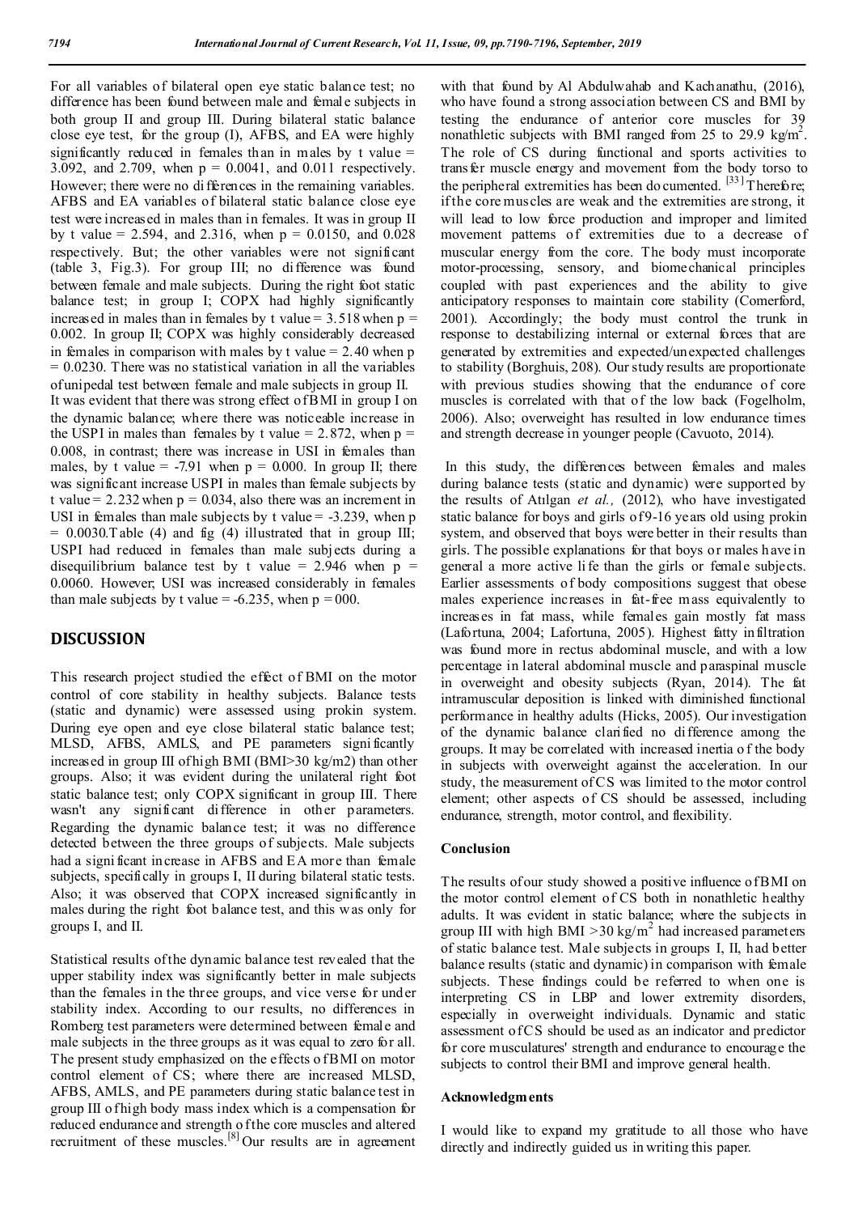For all variables of bilateral open eye static balance test; no difference has been found between male and female subjects in both group II and group III. During bilateral static balance close eye test, for the group (I), AFBS, and EA were highly significantly reduced in females than in males by t value = 3.092, and 2.709, when p = 0.0041, and 0.011 respectively. However; there were no differences in the remaining variables. AFBS and EA variables of bilateral static balance close eye test were increased in males than in females. It was in group II by t value = 2.594, and 2.316, when p = 0.0150, and 0.028 respectively. But; the other variables were not significant (table 3, Fig.3). For group III; no difference was found between female and male subjects. During the right foot static balance test; in group I; COPX had highly significantly increased in males than in females by t value = 3.518 when p = 0.002. In group II; COPX was highly considerably decreased in females in comparison with males by t value = 2.40 when p = 0.0230. There was no statistical variation in all the variables of unipedal test between female and male subjects in group II. It was evident that there was strong effect of BMI in group I on the dynamic balance; where there was noticeable increase in the USPI in males than females by t value = 2.872, when p = 0.008, in contrast; there was increase in USI in females than males, by t value = -7.91 when p = 0.000. In group II; there was significant increase USPI in males than female subjects by t value = 2.232 when p = 0.034, also there was an increment in USI in females than male subjects by t value = -3.239, when p = 0.0030.Table (4) and fig (4) illustrated that in group III; USPI had reduced in females than male subjects during a disequilibrium balance test by t value = 2.946 when p = 0.0060. However; USI was increased considerably in females than male subjects by t value = -6.235, when p = 000.

## DISCUSSION

This research project studied the effect of BMI on the motor control of core stability in healthy subjects. Balance tests (static and dynamic) were assessed using prokin system. During eye open and eye close bilateral static balance test; MLSD, AFBS, AMLS, and PE parameters significantly increased in group III of high BMI (BMI>30 kg/m2) than other groups. Also; it was evident during the unilateral right foot static balance test; only COPX significant in group III. There wasn't any significant difference in other parameters. Regarding the dynamic balance test; it was no difference detected between the three groups of subjects. Male subjects had a significant increase in AFBS and EA more than female subjects, specifically in groups I, II during bilateral static tests. Also; it was observed that COPX increased significantly in males during the right foot balance test, and this was only for groups I, and II.

Statistical results of the dynamic balance test revealed that the upper stability index was significantly better in male subjects than the females in the three groups, and vice verse for under stability index. According to our results, no differences in Romberg test parameters were determined between female and male subjects in the three groups as it was equal to zero for all. The present study emphasized on the effects of BMI on motor control element of CS; where there are increased MLSD, AFBS, AMLS, and PE parameters during static balance test in group III of high body mass index which is a compensation for reduced endurance and strength of the core muscles and altered recruitment of these muscles.[8] Our results are in agreement with that found by Al Abdulwahab and Kachanathu, (2016), who have found a strong association between CS and BMI by testing the endurance of anterior core muscles for 39 nonathletic subjects with BMI ranged from 25 to 29.9 kg/m$^2$. The role of CS during functional and sports activities to transfer muscle energy and movement from the body torso to the peripheral extremities has been documented. [33] Therefore; if the core muscles are weak and the extremities are strong, it will lead to low force production and improper and limited movement patterns of extremities due to a decrease of muscular energy from the core. The body must incorporate motor-processing, sensory, and biomechanical principles coupled with past experiences and the ability to give anticipatory responses to maintain core stability (Comerford, 2001). Accordingly; the body must control the trunk in response to destabilizing internal or external forces that are generated by extremities and expected/unexpected challenges to stability (Borghuis, 208). Our study results are proportionate with previous studies showing that the endurance of core muscles is correlated with that of the low back (Fogelholm, 2006). Also; overweight has resulted in low endurance times and strength decrease in younger people (Cavuoto, 2014).

In this study, the differences between females and males during balance tests (static and dynamic) were supported by the results of Atılgan *et al.,* (2012), who have investigated static balance for boys and girls of 9-16 years old using prokin system, and observed that boys were better in their results than girls. The possible explanations for that boys or males have in general a more active life than the girls or female subjects. Earlier assessments of body compositions suggest that obese males experience increases in fat-free mass equivalently to increases in fat mass, while females gain mostly fat mass (Lafortuna, 2004; Lafortuna, 2005). Highest fatty infiltration was found more in rectus abdominal muscle, and with a low percentage in lateral abdominal muscle and paraspinal muscle in overweight and obesity subjects (Ryan, 2014). The fat intramuscular deposition is linked with diminished functional performance in healthy adults (Hicks, 2005). Our investigation of the dynamic balance clarified no difference among the groups. It may be correlated with increased inertia of the body in subjects with overweight against the acceleration. In our study, the measurement of CS was limited to the motor control element; other aspects of CS should be assessed, including endurance, strength, motor control, and flexibility.

### Conclusion

The results of our study showed a positive influence of BMI on the motor control element of CS both in nonathletic healthy adults. It was evident in static balance; where the subjects in group III with high BMI >30 kg/m$^2$ had increased parameters of static balance test. Male subjects in groups I, II, had better balance results (static and dynamic) in comparison with female subjects. These findings could be referred to when one is interpreting CS in LBP and lower extremity disorders, especially in overweight individuals. Dynamic and static assessment of CS should be used as an indicator and predictor for core musculatures' strength and endurance to encourage the subjects to control their BMI and improve general health.

### Acknowledgments

I would like to expand my gratitude to all those who have directly and indirectly guided us in writing this paper.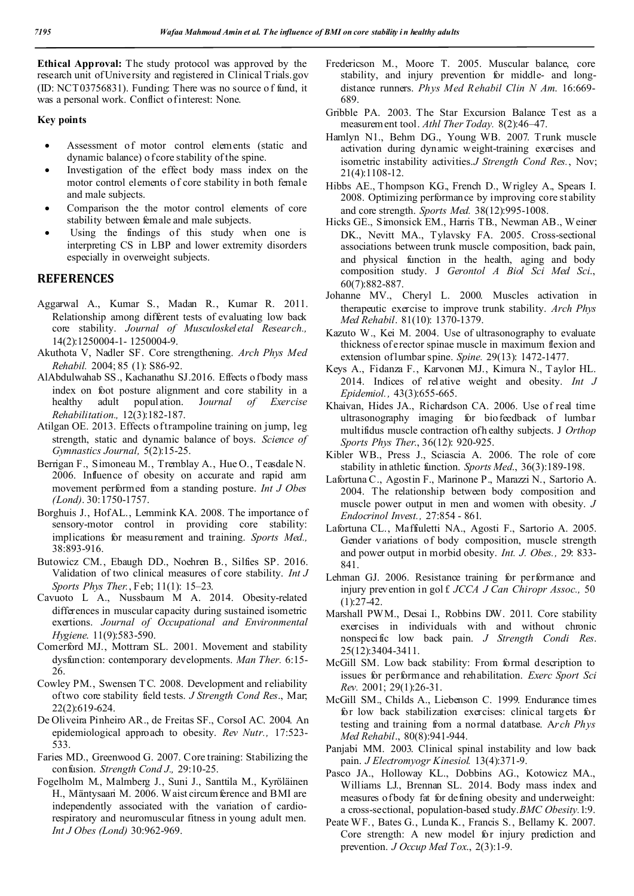**Ethical Approval:** The study protocol was approved by the research unit of University and registered in Clinical Trials.gov (ID: NCT03756831). Funding: There was no source of fund, it was a personal work. Conflict of interest: None.

**Key points**

- Assessment of motor control elements (static and dynamic balance) of core stability of the spine.
- Investigation of the effect body mass index on the motor control elements of core stability in both female and male subjects.
- Comparison the the motor control elements of core stability between female and male subjects.
- Using the findings of this study when one is interpreting CS in LBP and lower extremity disorders especially in overweight subjects.

## REFERENCES

Aggarwal A., Kumar S., Madan R., Kumar R. 2011. Relationship among different tests of evaluating low back core stability. *Journal of Musculoskeletal Research.,* 14(2):1250004-1- 1250004-9.

Akuthota V, Nadler SF. Core strengthening. *Arch Phys Med Rehabil.* 2004; 85 (1): S86-92.

AlAbdulwahab SS., Kachanathu SJ.2016. Effects of body mass index on foot posture alignment and core stability in a healthy adult population. J*ournal of Exercise Rehabilitation.,* 12(3):182-187.

Atilgan OE. 2013. Effects of trampoline training on jump, leg strength, static and dynamic balance of boys. *Science of Gymnastics Journal,* 5(2):15-25.

Berrigan F., Simoneau M., Tremblay A., Hue O., Teasdale N. 2006. Influence of obesity on accurate and rapid arm movement performed from a standing posture. *Int J Obes (Lond).* 30:1750-1757.

Borghuis J., Hof AL., Lemmink KA. 2008. The importance of sensory-motor control in providing core stability: implications for measurement and training. *Sports Med.,* 38:893-916.

Butowicz CM., Ebaugh DD., Noehren B., Silfies SP. 2016. Validation of two clinical measures of core stability. *Int J Sports Phys Ther.*, Feb; 11(1): 15–23.

Cavuoto L A., Nussbaum M A. 2014. Obesity-related differences in muscular capacity during sustained isometric exertions. *Journal of Occupational and Environmental Hygiene.* 11(9):583-590.

Comerford MJ., Mottram SL. 2001. Movement and stability dysfunction: contemporary developments. *Man Ther.* 6:15-26.

Cowley PM., Swensen TC. 2008. Development and reliability of two core stability field tests. *J Strength Cond Res*., Mar; 22(2):619-624.

De Oliveira Pinheiro AR., de Freitas SF., CorsoI AC. 2004. An epidemiological approach to obesity. *Rev Nutr.,* 17:523-533.

Faries MD., Greenwood G. 2007. Core training: Stabilizing the confusion. *Strength Cond J.,* 29:10-25.

Fogelholm M., Malmberg J., Suni J., Santtila M., Kyröläinen H., Mäntysaari M. 2006. Waist circumference and BMI are independently associated with the variation of cardio-respiratory and neuromuscular fitness in young adult men. *Int J Obes (Lond)* 30:962-969.

Fredericson M., Moore T. 2005. Muscular balance, core stability, and injury prevention for middle- and long-distance runners. *Phys Med Rehabil Clin N Am.* 16:669-689.

Gribble PA. 2003. The Star Excursion Balance Test as a measurement tool. *Athl Ther Today.* 8(2):46–47.

Hamlyn N1., Behm DG., Young WB. 2007. Trunk muscle activation during dynamic weight-training exercises and isometric instability activities.*J Strength Cond Res.*, Nov; 21(4):1108-12.

Hibbs AE., Thompson KG., French D., Wrigley A., Spears I. 2008. Optimizing performance by improving core stability and core strength. *Sports Med.* 38(12):995-1008.

Hicks GE., Simonsick EM., Harris TB., Newman AB., Weiner DK., Nevitt MA., Tylavsky FA. 2005. Cross-sectional associations between trunk muscle composition, back pain, and physical function in the health, aging and body composition study. J *Gerontol A Biol Sci Med Sci*., 60(7):882-887.

Johanne MV., Cheryl L. 2000. Muscles activation in therapeutic exercise to improve trunk stability. *Arch Phys Med Rehabil*. 81(10): 1370-1379.

Kazuto W., Kei M. 2004. Use of ultrasonography to evaluate thickness of erector spinae muscle in maximum flexion and extension of lumbar spine. *Spine.* 29(13): 1472-1477.

Keys A., Fidanza F., Karvonen MJ., Kimura N., Taylor HL. 2014. Indices of relative weight and obesity. *Int J Epidemiol.,* 43(3):655-665.

Khaivan, Hides JA., Richardson CA. 2006. Use of real time ultrasonography imaging for biofeedback of lumbar multifidus muscle contraction of healthy subjects. J *Orthop Sports Phys Ther*., 36(12): 920-925.

Kibler WB., Press J., Sciascia A. 2006. The role of core stability in athletic function. *Sports Med*., 36(3):189-198.

Lafortuna C., Agostin F., Marinone P., Marazzi N., Sartorio A. 2004. The relationship between body composition and muscle power output in men and women with obesity. *J Endocrinol Invest.,* 27:854 - 861.

Lafortuna CL., Maffiuletti NA., Agosti F., Sartorio A. 2005. Gender variations of body composition, muscle strength and power output in morbid obesity. *Int. J. Obes.,* 29: 833-841.

Lehman GJ. 2006. Resistance training for performance and injury prevention in golf. *JCCA J Can Chiropr Assoc.,* 50 (1):27-42.

Marshall PWM., Desai I., Robbins DW. 2011. Core stability exercises in individuals with and without chronic nonspecific low back pain. *J Strength Condi Res*. 25(12):3404-3411.

McGill SM. Low back stability: From formal description to issues for performance and rehabilitation. *Exerc Sport Sci Rev.* 2001; 29(1):26-31.

McGill SM., Childs A., Liebenson C. 1999. Endurance times for low back stabilization exercises: clinical targets for testing and training from a normal database. A*rch Phys Med Rehabil*., 80(8):941-944.

Panjabi MM. 2003. Clinical spinal instability and low back pain. *J Electromyogr Kinesiol.* 13(4):371-9.

Pasco JA., Holloway KL., Dobbins AG., Kotowicz MA., Williams LJ., Brennan SL. 2014. Body mass index and measures of body fat for defining obesity and underweight: a cross-sectional, population-based study.*BMC Obesity.*1:9.

Peate WF., Bates G., Lunda K., Francis S., Bellamy K. 2007. Core strength: A new model for injury prediction and prevention. *J Occup Med Tox*., 2(3):1-9.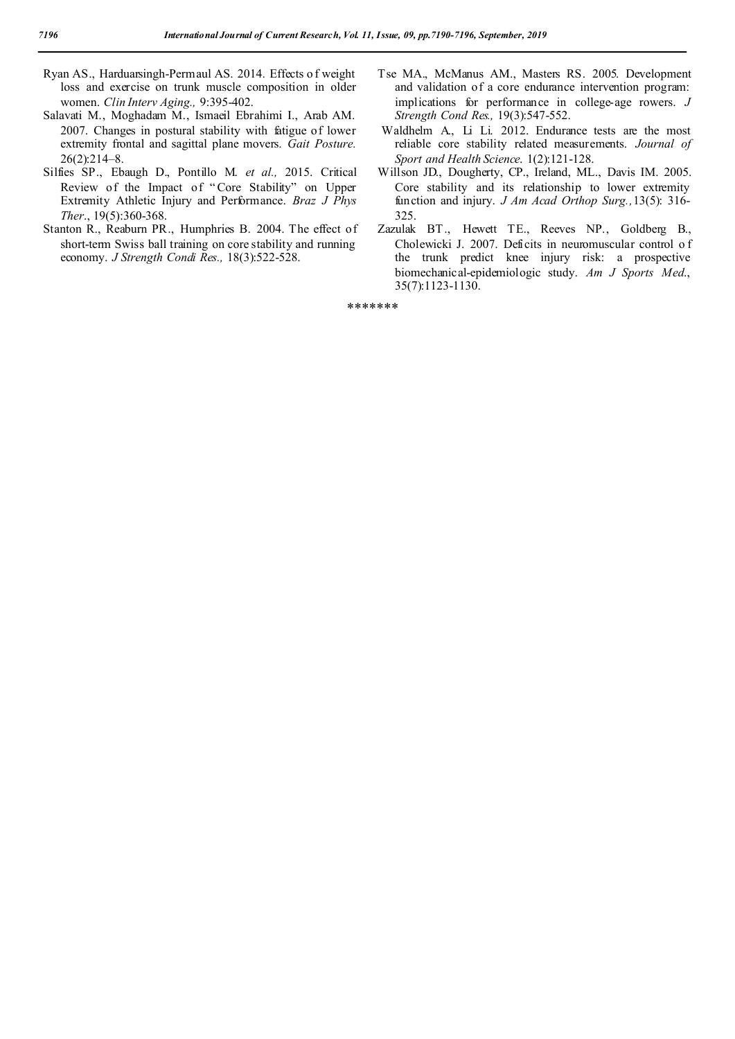Ryan AS., Harduarsingh-Permaul AS. 2014. Effects of weight loss and exercise on trunk muscle composition in older women. *Clin Interv Aging.,* 9:395-402.

Salavati M., Moghadam M., Ismaeil Ebrahimi I., Arab AM. 2007. Changes in postural stability with fatigue of lower extremity frontal and sagittal plane movers. *Gait Posture.* 26(2):214–8.

Silfies SP., Ebaugh D., Pontillo M. *et al.,* 2015. Critical Review of the Impact of "Core Stability" on Upper Extremity Athletic Injury and Performance. *Braz J Phys Ther.*, 19(5):360-368.

Stanton R., Reaburn PR., Humphries B. 2004. The effect of short-term Swiss ball training on core stability and running economy. *J Strength Condi Res.,* 18(3):522-528.

Tse MA., McManus AM., Masters RS. 2005. Development and validation of a core endurance intervention program: implications for performance in college-age rowers. *J Strength Cond Res.,* 19(3):547-552.

Waldhelm A., Li Li. 2012. Endurance tests are the most reliable core stability related measurements. *Journal of Sport and Health Science.* 1(2):121-128.

Willson JD., Dougherty, CP., Ireland, ML., Davis IM. 2005. Core stability and its relationship to lower extremity function and injury. *J Am Acad Orthop Surg.,* 13(5): 316-325.

Zazulak BT., Hewett TE., Reeves NP., Goldberg B., Cholewicki J. 2007. Deficits in neuromuscular control of the trunk predict knee injury risk: a prospective biomechanical-epidemiologic study. *Am J Sports Med.*, 35(7):1123-1130.

*******